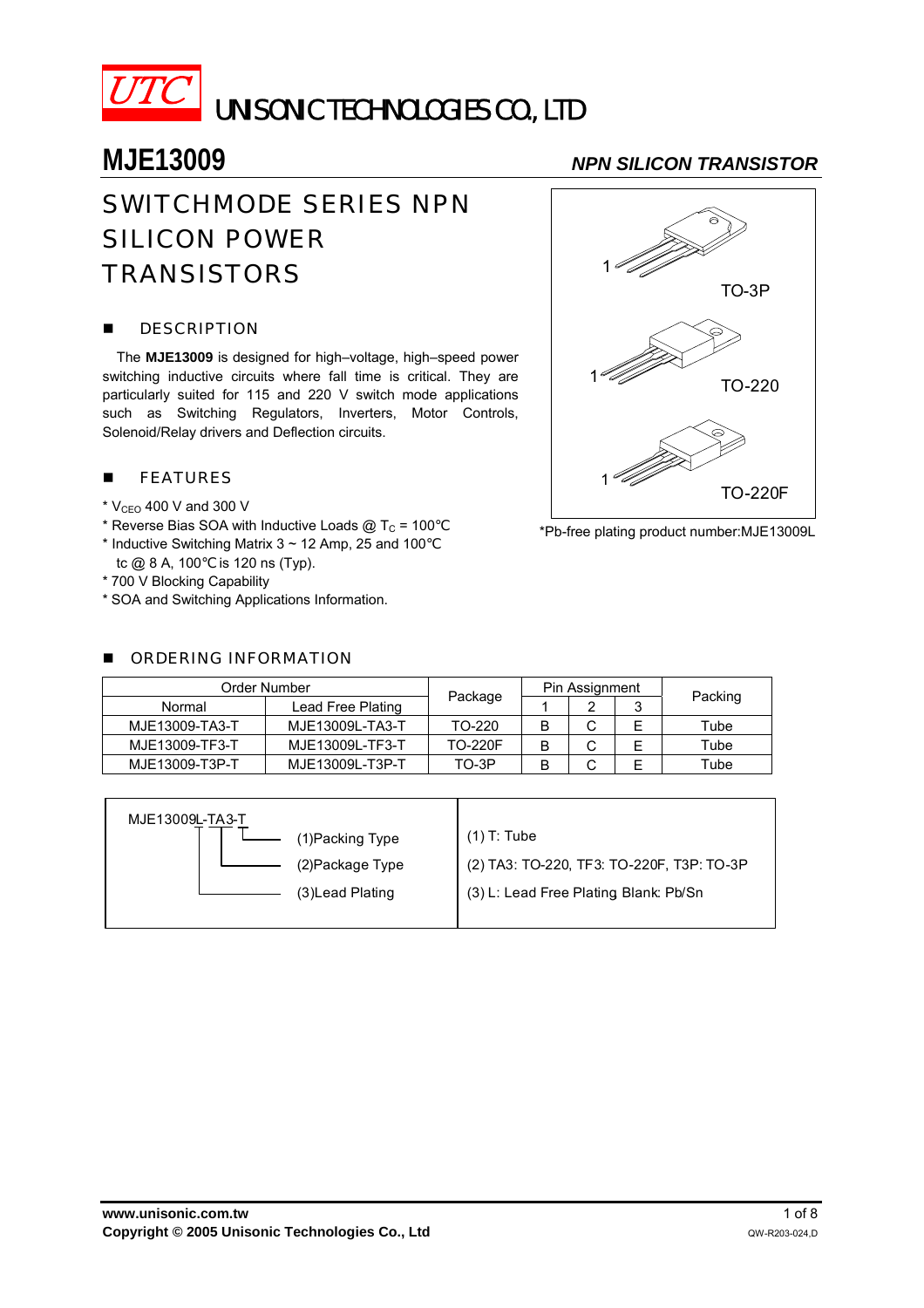UTC UNISONIC TECHNOLOGIES CO., LTD

# MJE13009

*NPN SILICON TRANSISTOR*

## SWITCHMODE SERIES NPN SILICON POWER TRANSISTORS

### DESCRIPTION

The **MJE13009** is designed for high–voltage, high–speed power switching inductive circuits where fall time is critical. They are particularly suited for 115 and 220 V switch mode applications such as Switching Regulators, Inverters, Motor Controls, Solenoid/Relay drivers and Deflection circuits.

TO-3P

TO-220

TO-220F

*Pb-free plating product number:MJE13009L

### FEATURES

* $V_{CEO}$ 400 V and 300 V
* Reverse Bias SOA with Inductive Loads @ $T_C$ = 100°C
* Inductive Switching Matrix 3 ~ 12 Amp, 25 and 100°C
  tc @ 8 A, 100°C is 120 ns (Typ).
* 700 V Blocking Capability
* SOA and Switching Applications Information.

### ORDERING INFORMATION

| Order Number | | Package | Pin Assignment | | | Packing |
|---|---|---|---|---|---|---|
| Normal | Lead Free Plating | | 1 | 2 | 3 | |
| MJE13009-TA3-T | MJE13009L-TA3-T | TO-220 | B | C | E | Tube |
| MJE13009-TF3-T | MJE13009L-TF3-T | TO-220F | B | C | E | Tube |
| MJE13009-T3P-T | MJE13009L-T3P-T | TO-3P | B | C | E | Tube |

MJE13009L-TA3-T

| | |
|---|---|
| (1)Packing Type | (1) T: Tube |
| (2)Package Type | (2) TA3: TO-220, TF3: TO-220F, T3P: TO-3P |
| (3)Lead Plating | (3) L: Lead Free Plating Blank: Pb/Sn |

www.unisonic.com.tw
Copyright © 2005 Unisonic Technologies Co., Ltd

QW-R203-024,D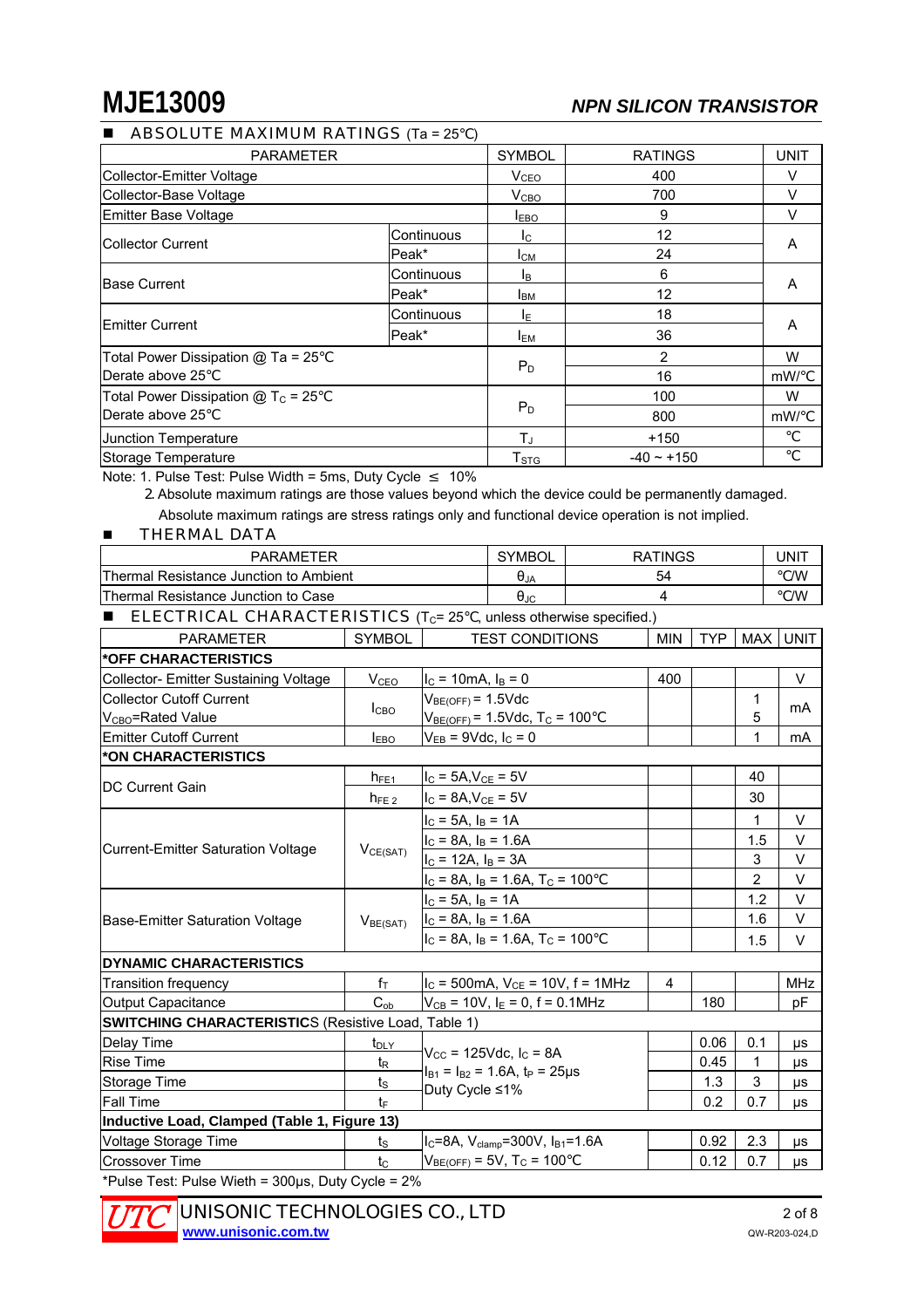# MJE13009

***NPN SILICON TRANSISTOR***

## ■ ABSOLUTE MAXIMUM RATINGS (Ta = 25°C)

| PARAMETER | | SYMBOL | RATINGS | UNIT |
|---|---|---|---|---|
| Collector-Emitter Voltage | | $V_{CEO}$ | 400 | V |
| Collector-Base Voltage | | $V_{CBO}$ | 700 | V |
| Emitter Base Voltage | | $I_{EBO}$ | 9 | V |
| Collector Current | Continuous | $I_C$ | 12 | A |
| | Peak* | $I_{CM}$ | 24 | |
| Base Current | Continuous | $I_B$ | 6 | A |
| | Peak* | $I_{BM}$ | 12 | |
| Emitter Current | Continuous | $I_E$ | 18 | A |
| | Peak* | $I_{EM}$ | 36 | |
| Total Power Dissipation @ Ta = 25°C | | $P_D$ | 2 | W |
| Derate above 25°C | | | 16 | mW/°C |
| Total Power Dissipation @ $T_C$ = 25°C | | $P_D$ | 100 | W |
| Derate above 25°C | | | 800 | mW/°C |
| Junction Temperature | | $T_J$ | +150 | °C |
| Storage Temperature | | $T_{STG}$ | -40 ~ +150 | °C |

Note: 1. Pulse Test: Pulse Width = 5ms, Duty Cycle ≤ 10%

2. Absolute maximum ratings are those values beyond which the device could be permanently damaged. Absolute maximum ratings are stress ratings only and functional device operation is not implied.

## ■ THERMAL DATA

| PARAMETER | SYMBOL | RATINGS | UNIT |
|---|---|---|---|
| Thermal Resistance Junction to Ambient | $\theta_{JA}$ | 54 | °C/W |
| Thermal Resistance Junction to Case | $\theta_{JC}$ | 4 | °C/W |

## ■ ELECTRICAL CHARACTERISTICS ($T_C$= 25°C, unless otherwise specified.)

| PARAMETER | SYMBOL | TEST CONDITIONS | MIN | TYP | MAX | UNIT |
|---|---|---|---|---|---|---|
| ***OFF CHARACTERISTICS** | | | | | | |
| Collector- Emitter Sustaining Voltage | $V_{CEO}$ | $I_C$ = 10mA, $I_B$ = 0 | 400 | | | V |
| Collector Cutoff Current $V_{CBO}$=Rated Value | $I_{CBO}$ | $V_{BE(OFF)}$ = 1.5Vdc | | | 1 | mA |
| | | $V_{BE(OFF)}$ = 1.5Vdc, $T_C$ = 100°C | | | 5 | |
| Emitter Cutoff Current | $I_{EBO}$ | $V_{EB}$ = 9Vdc, $I_C$ = 0 | | | 1 | mA |
| ***ON CHARACTERISTICS** | | | | | | |
| DC Current Gain | $h_{FE1}$ | $I_C$ = 5A,$V_{CE}$ = 5V | | | 40 | |
| | $h_{FE2}$ | $I_C$ = 8A,$V_{CE}$ = 5V | | | 30 | |
| Current-Emitter Saturation Voltage | $V_{CE(SAT)}$ | $I_C$ = 5A, $I_B$ = 1A | | | 1 | V |
| | | $I_C$ = 8A, $I_B$ = 1.6A | | | 1.5 | V |
| | | $I_C$ = 12A, $I_B$ = 3A | | | 3 | V |
| | | $I_C$ = 8A, $I_B$ = 1.6A, $T_C$ = 100°C | | | 2 | V |
| Base-Emitter Saturation Voltage | $V_{BE(SAT)}$ | $I_C$ = 5A, $I_B$ = 1A | | | 1.2 | V |
| | | $I_C$ = 8A, $I_B$ = 1.6A | | | 1.6 | V |
| | | $I_C$ = 8A, $I_B$ = 1.6A, $T_C$ = 100°C | | | 1.5 | V |
| **DYNAMIC CHARACTERISTICS** | | | | | | |
| Transition frequency | $f_T$ | $I_C$ = 500mA, $V_{CE}$ = 10V, f = 1MHz | 4 | | | MHz |
| Output Capacitance | $C_{ob}$ | $V_{CB}$ = 10V, $I_E$ = 0, f = 0.1MHz | | 180 | | pF |
| **SWITCHING CHARACTERISTICS** (Resistive Load, Table 1) | | | | | | |
| Delay Time | $t_{DLY}$ | $V_{CC}$ = 125Vdc, $I_C$ = 8A, $I_{B1}$ = $I_{B2}$ = 1.6A, $t_P$ = 25μs, Duty Cycle ≤1% | | 0.06 | 0.1 | μs |
| Rise Time | $t_R$ | | | 0.45 | 1 | μs |
| Storage Time | $t_S$ | | | 1.3 | 3 | μs |
| Fall Time | $t_F$ | | | 0.2 | 0.7 | μs |
| **Inductive Load, Clamped (Table 1, Figure 13)** | | | | | | |
| Voltage Storage Time | $t_S$ | $I_C$=8A, $V_{clamp}$=300V, $I_{B1}$=1.6A, $V_{BE(OFF)}$ = 5V, $T_C$ = 100°C | | 0.92 | 2.3 | μs |
| Crossover Time | $t_C$ | | | 0.12 | 0.7 | μs |

*Pulse Test: Pulse Wieth = 300μs, Duty Cycle = 2%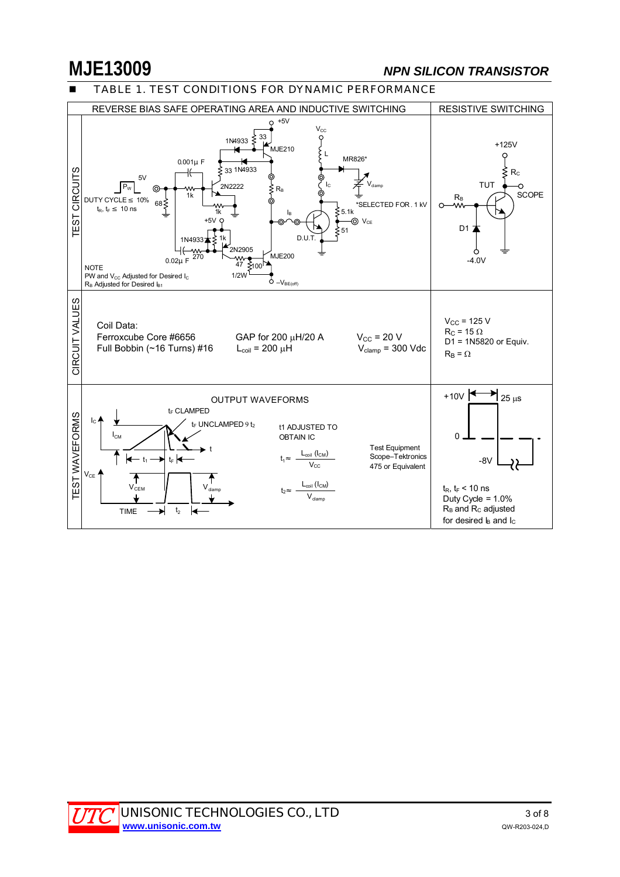# MJE13009

*NPN SILICON TRANSISTOR*

## TABLE 1. TEST CONDITIONS FOR DYNAMIC PERFORMANCE

| | REVERSE BIAS SAFE OPERATING AREA AND INDUCTIVE SWITCHING | RESISTIVE SWITCHING |
|---|---|---|
| TEST CIRCUITS | +5V, 1N4933, 33, MJE210, $V_{CC}$, L, MR826*, $0.001\mu F$, 33 1N4933, 5V, $P_W$, 2N2222, 1k, $R_B$, $I_C$, $V_{clamp}$, DUTY CYCLE ≤ 10%, $t_R$, $t_F$ ≤ 10 ns, 68, 1k, *SELECTED FOR . 1 kV, +5V, $I_B$, 5.1k, $V_{CE}$, 1N4933, 1k, D.U.T., 51, 2N2905, $0.02\mu F$, 270, MJE200, 47, 100, 1/2W, $-V_{BE(off)}$<br>NOTE<br>PW and $V_{CC}$ Adjusted for Desired $I_C$<br>$R_B$ Adjusted for Desired $I_{B1}$ | +125V, $R_C$, TUT, SCOPE, $R_B$, D1, -4.0V |
| CIRCUIT VALUES | Coil Data:<br>Ferroxcube Core #6656<br>Full Bobbin (~16 Turns) #16<br>GAP for 200 µH/20 A<br>$L_{coil}$ = 200 µH<br>$V_{CC}$ = 20 V<br>$V_{clamp}$ = 300 Vdc | $V_{CC}$ = 125 V<br>$R_C$ = 15 Ω<br>D1 = 1N5820 or Equiv.<br>$R_B$ = Ω |
| TEST WAVEFORMS | OUTPUT WAVEFORMS<br>$t_F$ CLAMPED, $t_F$ UNCLAMPED ≒ $t_2$, $I_C$, $I_{CM}$, t, $t_1$, $t_F$, $V_{CE}$, $V_{CEM}$, $V_{clamp}$, TIME, $t_2$<br>t1 ADJUSTED TO OBTAIN IC<br>$t_1 \approx \frac{L_{coil}(I_{CM})}{V_{CC}}$<br>$t_2 \approx \frac{L_{coil}(I_{CM})}{V_{clamp}}$<br>Test Equipment<br>Scope–Tektronics<br>475 or Equivalent | +10V, 25 µs, 0, -8V<br>$t_R$, $t_F$ < 10 ns<br>Duty Cycle = 1.0%<br>$R_B$ and $R_C$ adjusted for desired $I_B$ and $I_C$ |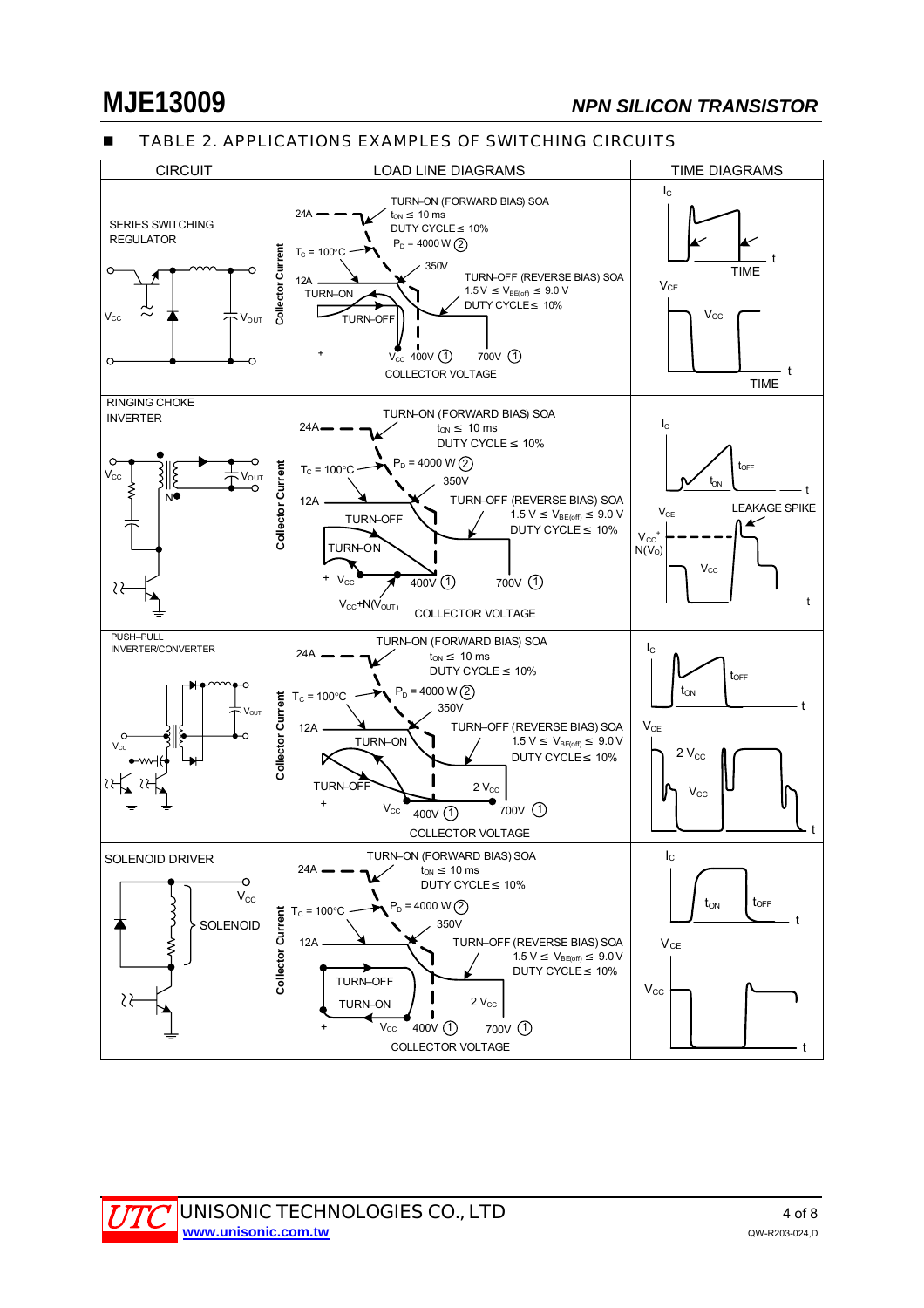## TABLE 2. APPLICATIONS EXAMPLES OF SWITCHING CIRCUITS

| CIRCUIT | LOAD LINE DIAGRAMS | TIME DIAGRAMS |
|---|---|---|
| SERIES SWITCHING REGULATOR<br>$V_{CC}$, $V_{OUT}$ | TURN–ON (FORWARD BIAS) SOA $t_{ON} \le$ 10 ms DUTY CYCLE ≤ 10% $P_D$ = 4000 W (2)<br>24A; $T_C$ = 100°C; 350V; 12A<br>TURN–OFF (REVERSE BIAS) SOA 1.5 V ≤ $V_{BE(off)}$ ≤ 9.0 V DUTY CYCLE ≤ 10%<br>TURN–ON; TURN–OFF<br>$V_{CC}$ 400V (1) 700V (1)<br>Collector Current vs. COLLECTOR VOLTAGE | $I_C$ vs. TIME<br>$V_{CE}$ ($V_{CC}$) vs. TIME |
| RINGING CHOKE INVERTER<br>$V_{CC}$, $V_{OUT}$, N | TURN–ON (FORWARD BIAS) SOA $t_{ON} \le$ 10 ms DUTY CYCLE ≤ 10% $P_D$ = 4000 W (2)<br>24A; $T_C$ = 100°C; 350V; 12A<br>TURN–OFF (REVERSE BIAS) SOA 1.5 V ≤ $V_{BE(off)}$ ≤ 9.0 V DUTY CYCLE ≤ 10%<br>TURN–OFF; TURN–ON<br>$V_{CC}$ 400V (1) 700V (1); $V_{CC}$+N($V_{OUT}$)<br>Collector Current vs. COLLECTOR VOLTAGE | $I_C$: $t_{ON}$, $t_{OFF}$, t<br>$V_{CE}$: LEAKAGE SPIKE, $V_{CC}$+N($V_O$), $V_{CC}$, t |
| PUSH–PULL INVERTER/CONVERTER<br>$V_{CC}$, $V_{OUT}$ | TURN–ON (FORWARD BIAS) SOA $t_{ON} \le$ 10 ms DUTY CYCLE ≤ 10% $P_D$ = 4000 W (2)<br>24A; $T_C$ = 100°C; 350V; 12A<br>TURN–OFF (REVERSE BIAS) SOA 1.5 V ≤ $V_{BE(off)}$ ≤ 9.0 V DUTY CYCLE ≤ 10%<br>TURN–ON; TURN–OFF<br>$V_{CC}$ 400V (1) 2 $V_{CC}$ 700V (1)<br>Collector Current vs. COLLECTOR VOLTAGE | $I_C$: $t_{ON}$, $t_{OFF}$, t<br>$V_{CE}$: 2 $V_{CC}$, $V_{CC}$, t |
| SOLENOID DRIVER<br>$V_{CC}$, SOLENOID | TURN–ON (FORWARD BIAS) SOA $t_{ON} \le$ 10 ms DUTY CYCLE ≤ 10% $P_D$ = 4000 W (2)<br>24A; $T_C$ = 100°C; 350V; 12A<br>TURN–OFF (REVERSE BIAS) SOA 1.5 V ≤ $V_{BE(off)}$ ≤ 9.0 V DUTY CYCLE ≤ 10%<br>TURN–OFF; TURN–ON<br>$V_{CC}$ 400V (1) 2 $V_{CC}$ 700V (1)<br>Collector Current vs. COLLECTOR VOLTAGE | $I_C$: $t_{ON}$, $t_{OFF}$, t<br>$V_{CE}$: $V_{CC}$, t |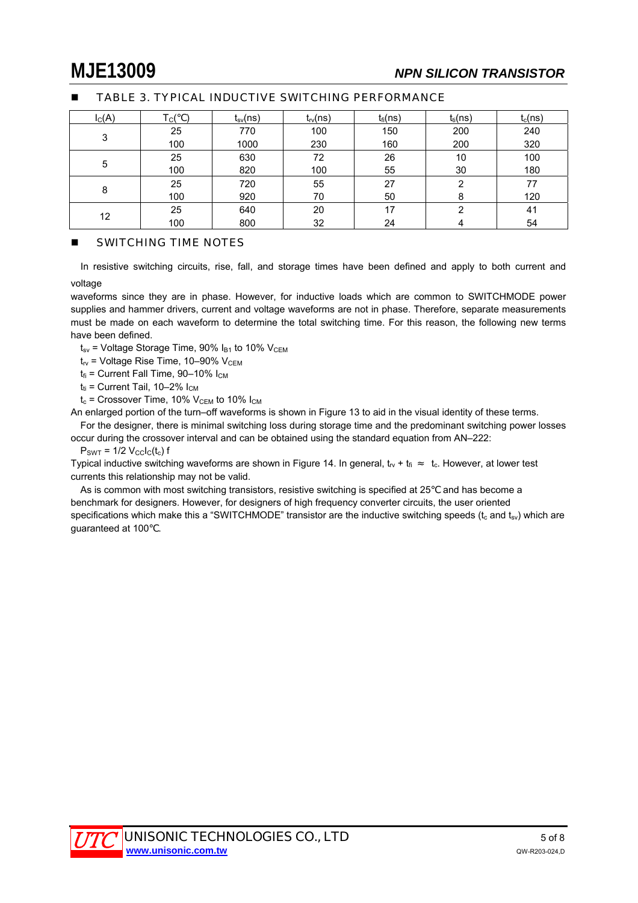## TABLE 3. TYPICAL INDUCTIVE SWITCHING PERFORMANCE

| $I_C$(A) | $T_C$(°C) | $t_{sv}$(ns) | $t_{rv}$(ns) | $t_{fi}$(ns) | $t_{ti}$(ns) | $t_c$(ns) |
|---|---|---|---|---|---|---|
| 3 | 25 | 770 | 100 | 150 | 200 | 240 |
| | 100 | 1000 | 230 | 160 | 200 | 320 |
| 5 | 25 | 630 | 72 | 26 | 10 | 100 |
| | 100 | 820 | 100 | 55 | 30 | 180 |
| 8 | 25 | 720 | 55 | 27 | 2 | 77 |
| | 100 | 920 | 70 | 50 | 8 | 120 |
| 12 | 25 | 640 | 20 | 17 | 2 | 41 |
| | 100 | 800 | 32 | 24 | 4 | 54 |

## SWITCHING TIME NOTES

In resistive switching circuits, rise, fall, and storage times have been defined and apply to both current and voltage waveforms since they are in phase. However, for inductive loads which are common to SWITCHMODE power supplies and hammer drivers, current and voltage waveforms are not in phase. Therefore, separate measurements must be made on each waveform to determine the total switching time. For this reason, the following new terms have been defined.

$t_{sv}$ = Voltage Storage Time, 90% $I_{B1}$ to 10% $V_{CEM}$

$t_{rv}$ = Voltage Rise Time, 10–90% $V_{CEM}$

$t_{fi}$ = Current Fall Time, 90–10% $I_{CM}$

$t_{ti}$ = Current Tail, 10–2% $I_{CM}$

$t_c$ = Crossover Time, 10% $V_{CEM}$ to 10% $I_{CM}$

An enlarged portion of the turn–off waveforms is shown in Figure 13 to aid in the visual identity of these terms.

For the designer, there is minimal switching loss during storage time and the predominant switching power losses occur during the crossover interval and can be obtained using the standard equation from AN–222:

$P_{SWT} = 1/2\ V_{CC} I_C (t_c)\ f$

Typical inductive switching waveforms are shown in Figure 14. In general, $t_{rv} + t_{fi} \approx t_c$. However, at lower test currents this relationship may not be valid.

As is common with most switching transistors, resistive switching is specified at 25°C and has become a benchmark for designers. However, for designers of high frequency converter circuits, the user oriented specifications which make this a "SWITCHMODE" transistor are the inductive switching speeds ($t_c$ and $t_{sv}$) which are guaranteed at 100°C.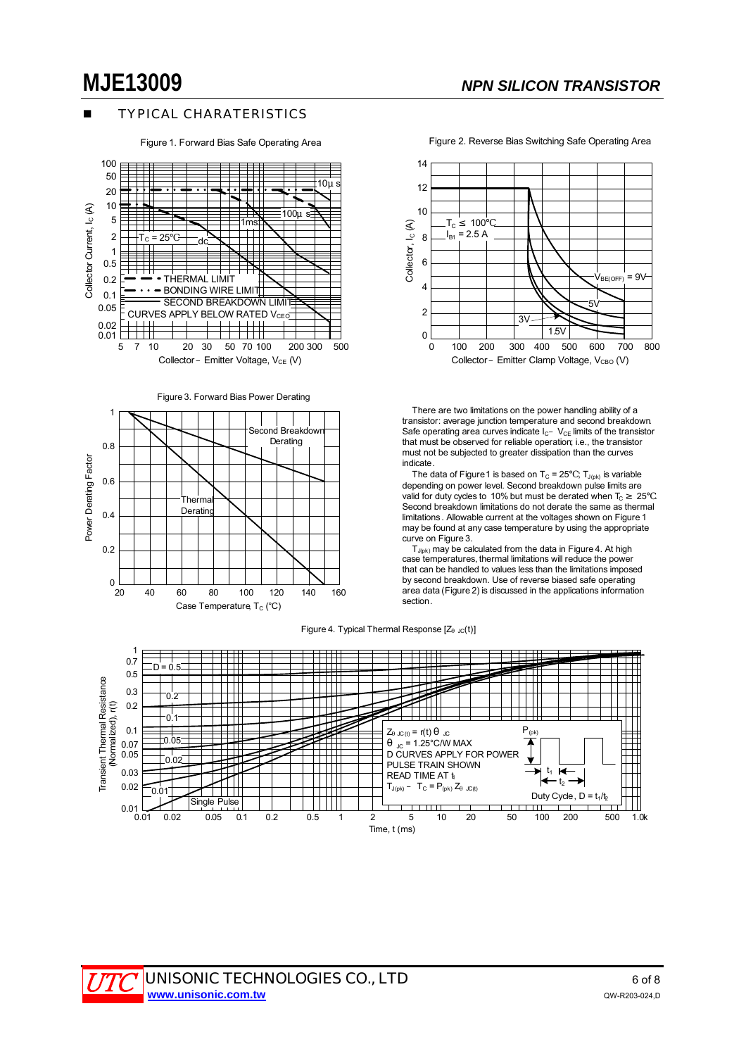## TYPICAL CHARATERISTICS

Figure 1. Forward Bias Safe Operating Area

Figure 2. Reverse Bias Switching Safe Operating Area

Figure 3. Forward Bias Power Derating

There are two limitations on the power handling ability of a transistor: average junction temperature and second breakdown. Safe operating area curves indicate $I_C$ − $V_{CE}$ limits of the transistor that must be observed for reliable operation; i.e., the transistor must not be subjected to greater dissipation than the curves indicate.

The data of Figure 1 is based on $T_C$ = 25°C; $T_{J(pk)}$ is variable depending on power level. Second breakdown pulse limits are valid for duty cycles to 10% but must be derated when $T_C \geq$ 25°C. Second breakdown limitations do not derate the same as thermal limitations. Allowable current at the voltages shown on Figure 1 may be found at any case temperature by using the appropriate curve on Figure 3.

$T_{J(pk)}$ may be calculated from the data in Figure 4. At high case temperatures, thermal limitations will reduce the power that can be handled to values less than the limitations imposed by second breakdown. Use of reverse biased safe operating area data (Figure 2) is discussed in the applications information section.

Figure 4. Typical Thermal Response [$Z_{\theta JC}(t)$]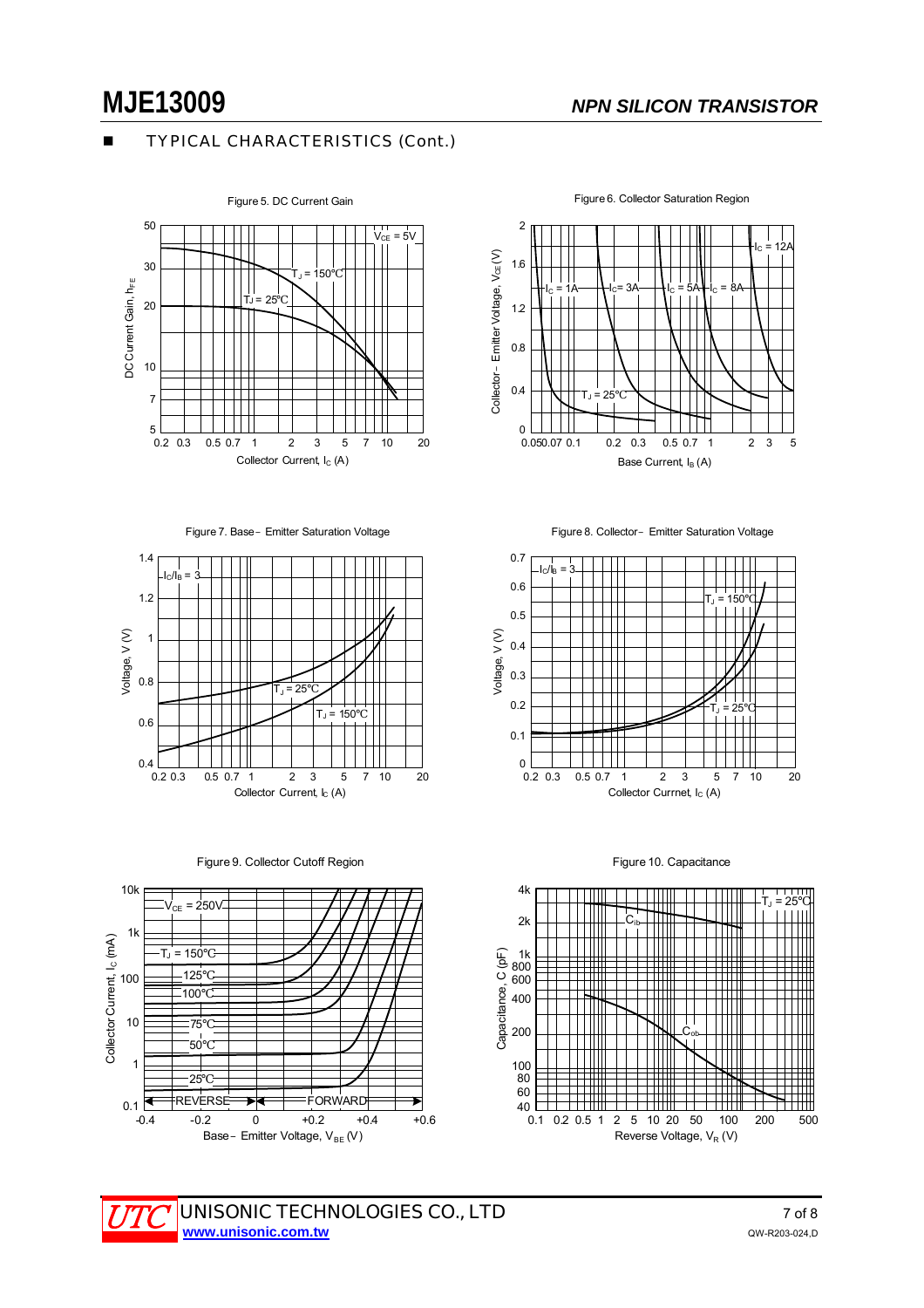■ TYPICAL CHARACTERISTICS (Cont.)

Figure 5. DC Current Gain

Figure 6. Collector Saturation Region

Figure 7. Base－Emitter Saturation Voltage

Figure 8. Collector－Emitter Saturation Voltage

Figure 9. Collector Cutoff Region

Figure 10. Capacitance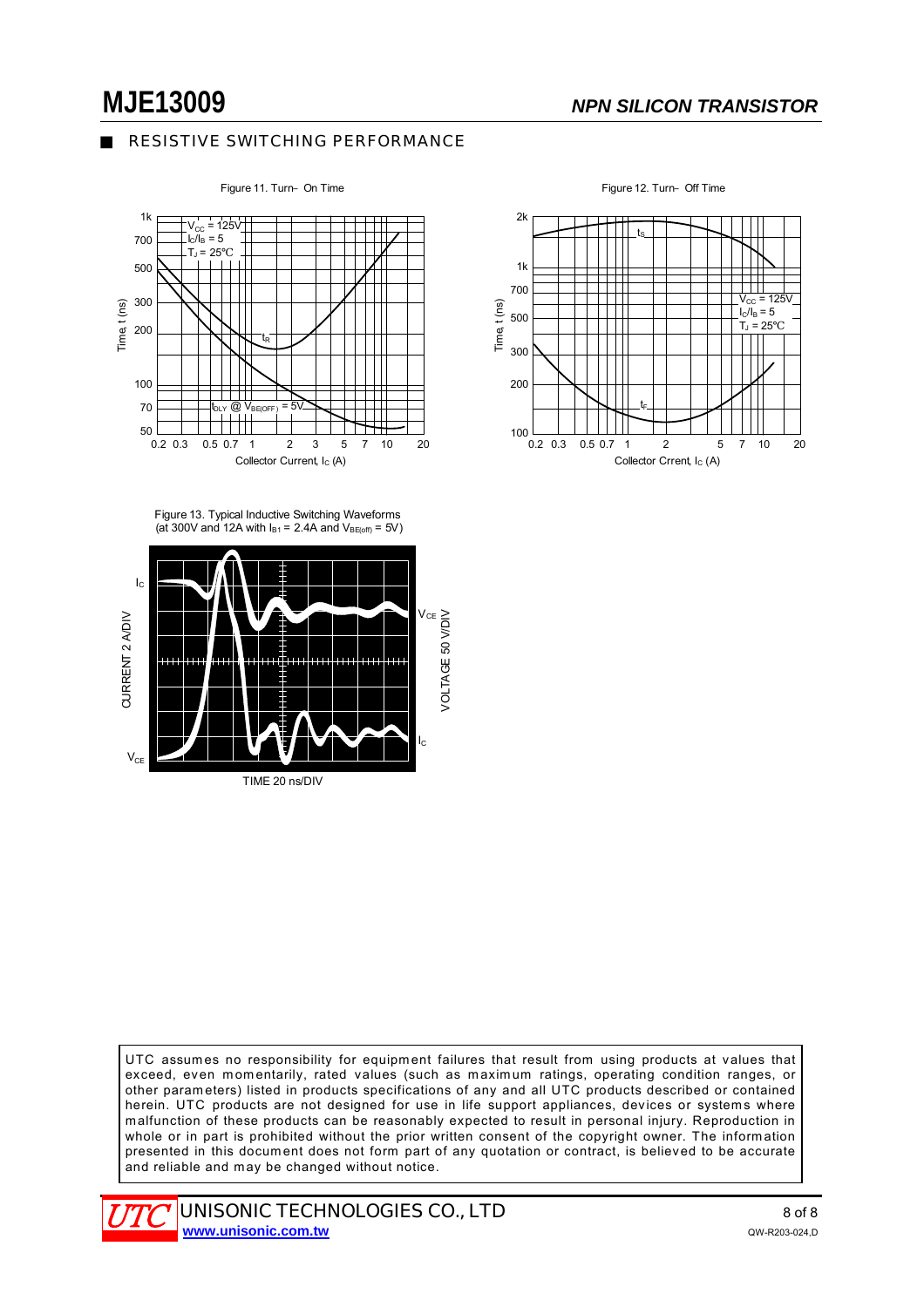## RESISTIVE SWITCHING PERFORMANCE

Figure 11. Turn– On Time

$V_{CC}$ = 125V
$I_C/I_B$ = 5
$T_J$ = 25°C

$t_R$

$t_{DLY}$ @ $V_{BE(OFF)}$ = 5V

Time, t (ns)

1k, 700, 500, 300, 200, 100, 70, 50

0.2 0.3 0.5 0.7 1 2 3 5 7 10 20

Collector Current, $I_C$ (A)

Figure 12. Turn– Off Time

$t_S$

$V_{CC}$ = 125V
$I_C/I_B$ = 5
$T_J$ = 25°C

$t_F$

Time, t (ns)

2k, 1k, 700, 500, 300, 200, 100

0.2 0.3 0.5 0.7 1 2 5 7 10 20

Collector Crrent, $I_C$ (A)

Figure 13. Typical Inductive Switching Waveforms
(at 300V and 12A with $I_{B1}$ = 2.4A and $V_{BE(off)}$ = 5V)

$I_C$

$V_{CE}$

CURRENT 2 A/DIV

VOLTAGE 50 V/DIV

TIME 20 ns/DIV

UTC assumes no responsibility for equipment failures that result from using products at values that exceed, even momentarily, rated values (such as maximum ratings, operating condition ranges, or other parameters) listed in products specifications of any and all UTC products described or contained herein. UTC products are not designed for use in life support appliances, devices or systems where malfunction of these products can be reasonably expected to result in personal injury. Reproduction in whole or in part is prohibited without the prior written consent of the copyright owner. The information presented in this document does not form part of any quotation or contract, is believed to be accurate and reliable and may be changed without notice.